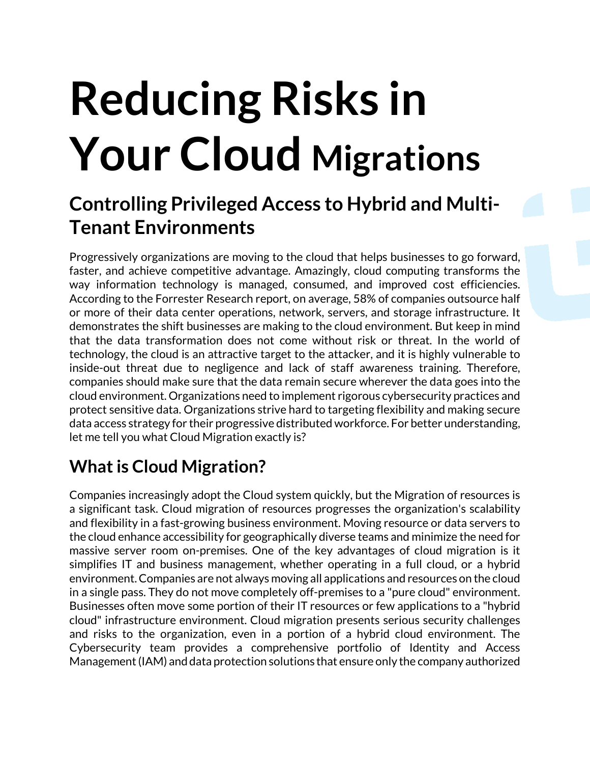# Reducing Risks in Your Cloud Migrations

## Controlling Privileged Access to Hybrid and Multi-Tenant Environments

Progressively organizations are moving to the cloud that helps businesses to go forward, faster, and achieve competitive advantage. Amazingly, cloud computing transforms the way information technology is managed, consumed, and improved cost efficiencies. According to the Forrester Research report, on average, 58% of companies outsource half or more of their data center operations, network, servers, and storage infrastructure. It demonstrates the shift businesses are making to the cloud environment. But keep in mind that the data transformation does not come without risk or threat. In the world of technology, the cloud is an attractive target to the attacker, and it is highly vulnerable to inside-out threat due to negligence and lack of staff awareness training. Therefore, companies should make sure that the data remain secure wherever the data goes into the cloud environment. Organizations need to implement rigorous cybersecurity practices and protect sensitive data. Organizations strive hard to targeting flexibility and making secure data access strategy for their progressive distributed workforce. For better understanding, let me tell you what Cloud Migration exactly is?

## What is Cloud Migration?

Companies increasingly adopt the Cloud system quickly, but the Migration of resources is a significant task. Cloud migration of resources progresses the organization's scalability and flexibility in a fast-growing business environment. Moving resource or data servers to the cloud enhance accessibility for geographically diverse teams and minimize the need for massive server room on-premises. One of the key advantages of cloud migration is it simplifies IT and business management, whether operating in a full cloud, or a hybrid environment. Companies are not always moving all applications and resources on the cloud in a single pass. They do not move completely off-premises to a "pure cloud" environment. Businesses often move some portion of their IT resources or few applications to a "hybrid cloud" infrastructure environment. Cloud migration presents serious security challenges and risks to the organization, even in a portion of a hybrid cloud environment. The Cybersecurity team provides a comprehensive portfolio of Identity and Access Management (IAM) and data protection solutions that ensure only the company authorized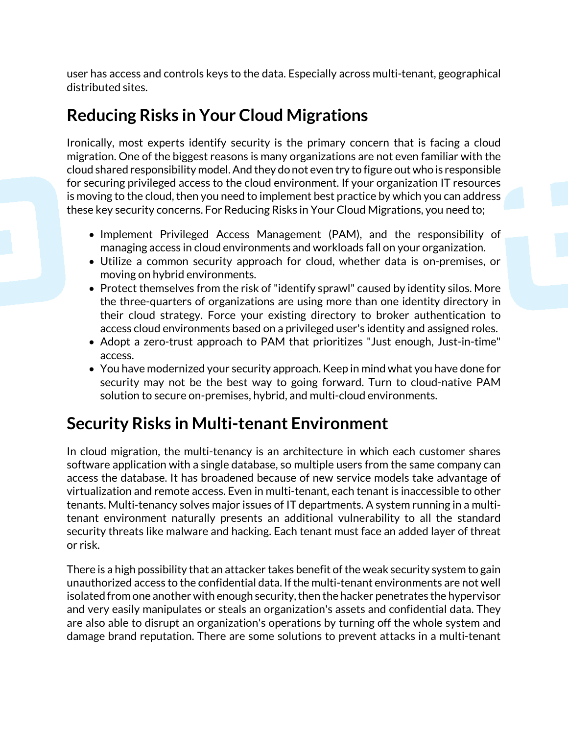user has access and controls keys to the data. Especially across multi-tenant, geographical distributed sites.

## Reducing Risks in Your Cloud Migrations

Ironically, most experts identify security is the primary concern that is facing a cloud migration. One of the biggest reasons is many organizations are not even familiar with the cloud shared responsibility model. And they do not even try to figure out who is responsible for securing privileged access to the cloud environment. If your organization IT resources is moving to the cloud, then you need to implement best practice by which you can address these key security concerns. For Reducing Risks in Your Cloud Migrations, you need to;

- Implement Privileged Access Management (PAM), and the responsibility of managing access in cloud environments and workloads fall on your organization.
- Utilize a common security approach for cloud, whether data is on-premises, or moving on hybrid environments.
- Protect themselves from the risk of "identify sprawl" caused by identity silos. More the three-quarters of organizations are using more than one identity directory in their cloud strategy. Force your existing directory to broker authentication to access cloud environments based on a privileged user's identity and assigned roles.
- Adopt a zero-trust approach to PAM that prioritizes "Just enough, Just-in-time" access.
- You have modernized your security approach. Keep in mind what you have done for security may not be the best way to going forward. Turn to cloud-native PAM solution to secure on-premises, hybrid, and multi-cloud environments.

## Security Risks in Multi-tenant Environment

In cloud migration, the multi-tenancy is an architecture in which each customer shares software application with a single database, so multiple users from the same company can access the database. It has broadened because of new service models take advantage of virtualization and remote access. Even in multi-tenant, each tenant is inaccessible to other tenants. Multi-tenancy solves major issues of IT departments. A system running in a multi-tenant environment naturally presents an additional vulnerability to all the standard security threats like malware and hacking. Each tenant must face an added layer of threat or risk.

There is a high possibility that an attacker takes benefit of the weak security system to gain unauthorized access to the confidential data. If the multi-tenant environments are not well isolated from one another with enough security, then the hacker penetrates the hypervisor and very easily manipulates or steals an organization's assets and confidential data. They are also able to disrupt an organization's operations by turning off the whole system and damage brand reputation. There are some solutions to prevent attacks in a multi-tenant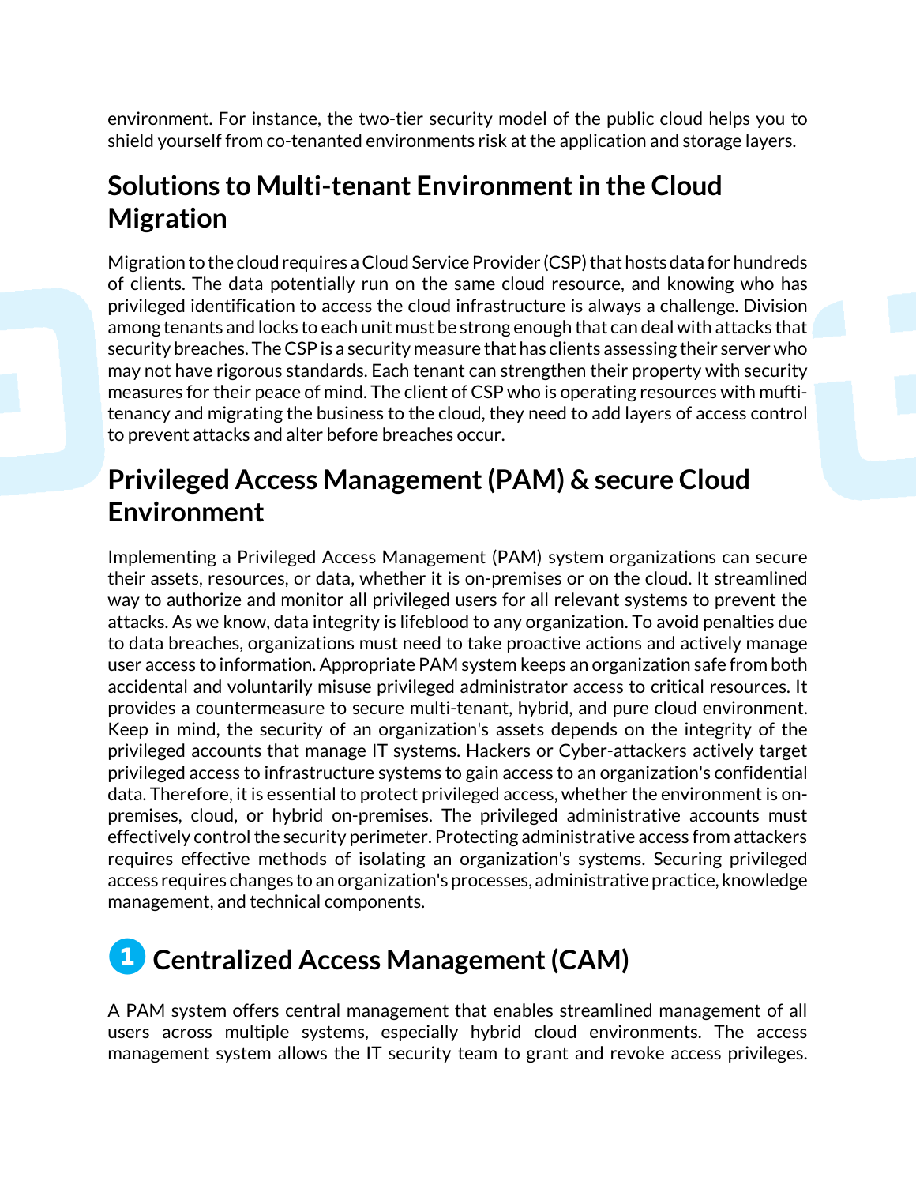environment. For instance, the two-tier security model of the public cloud helps you to shield yourself from co-tenanted environments risk at the application and storage layers.

## Solutions to Multi-tenant Environment in the Cloud Migration

Migration to the cloud requires a Cloud Service Provider (CSP) that hosts data for hundreds of clients. The data potentially run on the same cloud resource, and knowing who has privileged identification to access the cloud infrastructure is always a challenge. Division among tenants and locks to each unit must be strong enough that can deal with attacks that security breaches. The CSP is a security measure that has clients assessing their server who may not have rigorous standards. Each tenant can strengthen their property with security measures for their peace of mind. The client of CSP who is operating resources with mufti-tenancy and migrating the business to the cloud, they need to add layers of access control to prevent attacks and alter before breaches occur.

## Privileged Access Management (PAM) & secure Cloud Environment

Implementing a Privileged Access Management (PAM) system organizations can secure their assets, resources, or data, whether it is on-premises or on the cloud. It streamlined way to authorize and monitor all privileged users for all relevant systems to prevent the attacks. As we know, data integrity is lifeblood to any organization. To avoid penalties due to data breaches, organizations must need to take proactive actions and actively manage user access to information. Appropriate PAM system keeps an organization safe from both accidental and voluntarily misuse privileged administrator access to critical resources. It provides a countermeasure to secure multi-tenant, hybrid, and pure cloud environment. Keep in mind, the security of an organization's assets depends on the integrity of the privileged accounts that manage IT systems. Hackers or Cyber-attackers actively target privileged access to infrastructure systems to gain access to an organization's confidential data. Therefore, it is essential to protect privileged access, whether the environment is on-premises, cloud, or hybrid on-premises. The privileged administrative accounts must effectively control the security perimeter. Protecting administrative access from attackers requires effective methods of isolating an organization's systems. Securing privileged access requires changes to an organization's processes, administrative practice, knowledge management, and technical components.

## 1 Centralized Access Management (CAM)

A PAM system offers central management that enables streamlined management of all users across multiple systems, especially hybrid cloud environments. The access management system allows the IT security team to grant and revoke access privileges.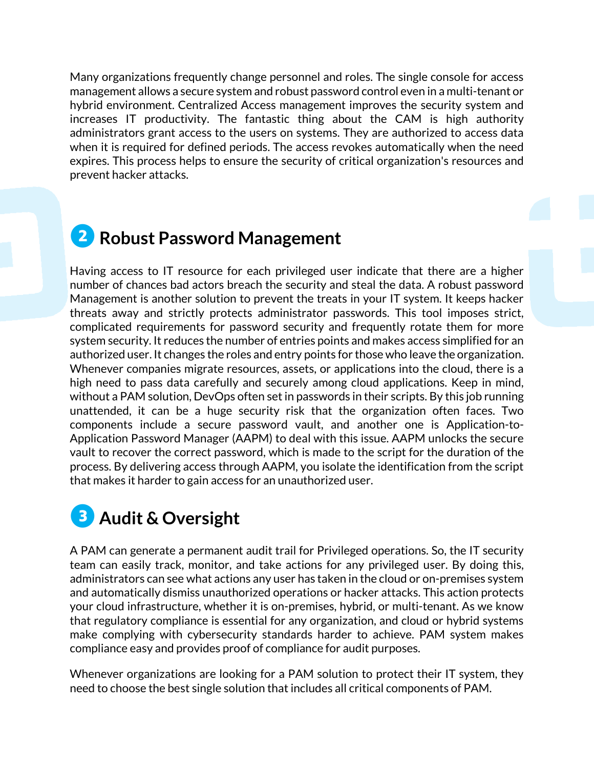Many organizations frequently change personnel and roles. The single console for access management allows a secure system and robust password control even in a multi-tenant or hybrid environment. Centralized Access management improves the security system and increases IT productivity. The fantastic thing about the CAM is high authority administrators grant access to the users on systems. They are authorized to access data when it is required for defined periods. The access revokes automatically when the need expires. This process helps to ensure the security of critical organization's resources and prevent hacker attacks.

## 2 Robust Password Management

Having access to IT resource for each privileged user indicate that there are a higher number of chances bad actors breach the security and steal the data. A robust password Management is another solution to prevent the treats in your IT system. It keeps hacker threats away and strictly protects administrator passwords. This tool imposes strict, complicated requirements for password security and frequently rotate them for more system security. It reduces the number of entries points and makes access simplified for an authorized user. It changes the roles and entry points for those who leave the organization. Whenever companies migrate resources, assets, or applications into the cloud, there is a high need to pass data carefully and securely among cloud applications. Keep in mind, without a PAM solution, DevOps often set in passwords in their scripts. By this job running unattended, it can be a huge security risk that the organization often faces. Two components include a secure password vault, and another one is Application-to-Application Password Manager (AAPM) to deal with this issue. AAPM unlocks the secure vault to recover the correct password, which is made to the script for the duration of the process. By delivering access through AAPM, you isolate the identification from the script that makes it harder to gain access for an unauthorized user.

## 3 Audit & Oversight

A PAM can generate a permanent audit trail for Privileged operations. So, the IT security team can easily track, monitor, and take actions for any privileged user. By doing this, administrators can see what actions any user has taken in the cloud or on-premises system and automatically dismiss unauthorized operations or hacker attacks. This action protects your cloud infrastructure, whether it is on-premises, hybrid, or multi-tenant. As we know that regulatory compliance is essential for any organization, and cloud or hybrid systems make complying with cybersecurity standards harder to achieve. PAM system makes compliance easy and provides proof of compliance for audit purposes.

Whenever organizations are looking for a PAM solution to protect their IT system, they need to choose the best single solution that includes all critical components of PAM.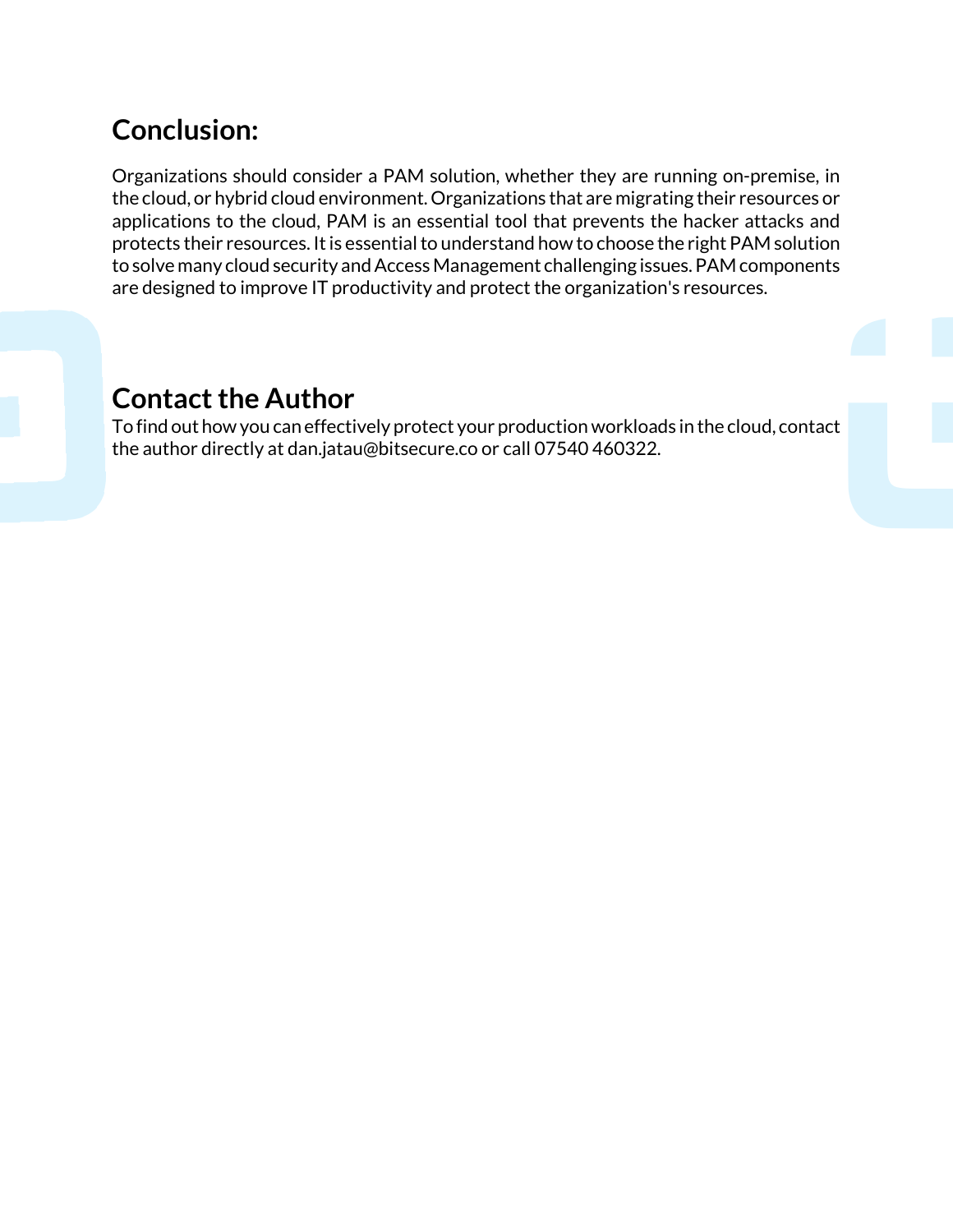## Conclusion:

Organizations should consider a PAM solution, whether they are running on-premise, in the cloud, or hybrid cloud environment. Organizations that are migrating their resources or applications to the cloud, PAM is an essential tool that prevents the hacker attacks and protects their resources. It is essential to understand how to choose the right PAM solution to solve many cloud security and Access Management challenging issues. PAM components are designed to improve IT productivity and protect the organization's resources.

## Contact the Author

To find out how you can effectively protect your production workloads in the cloud, contact the author directly at dan.jatau@bitsecure.co or call 07540 460322.